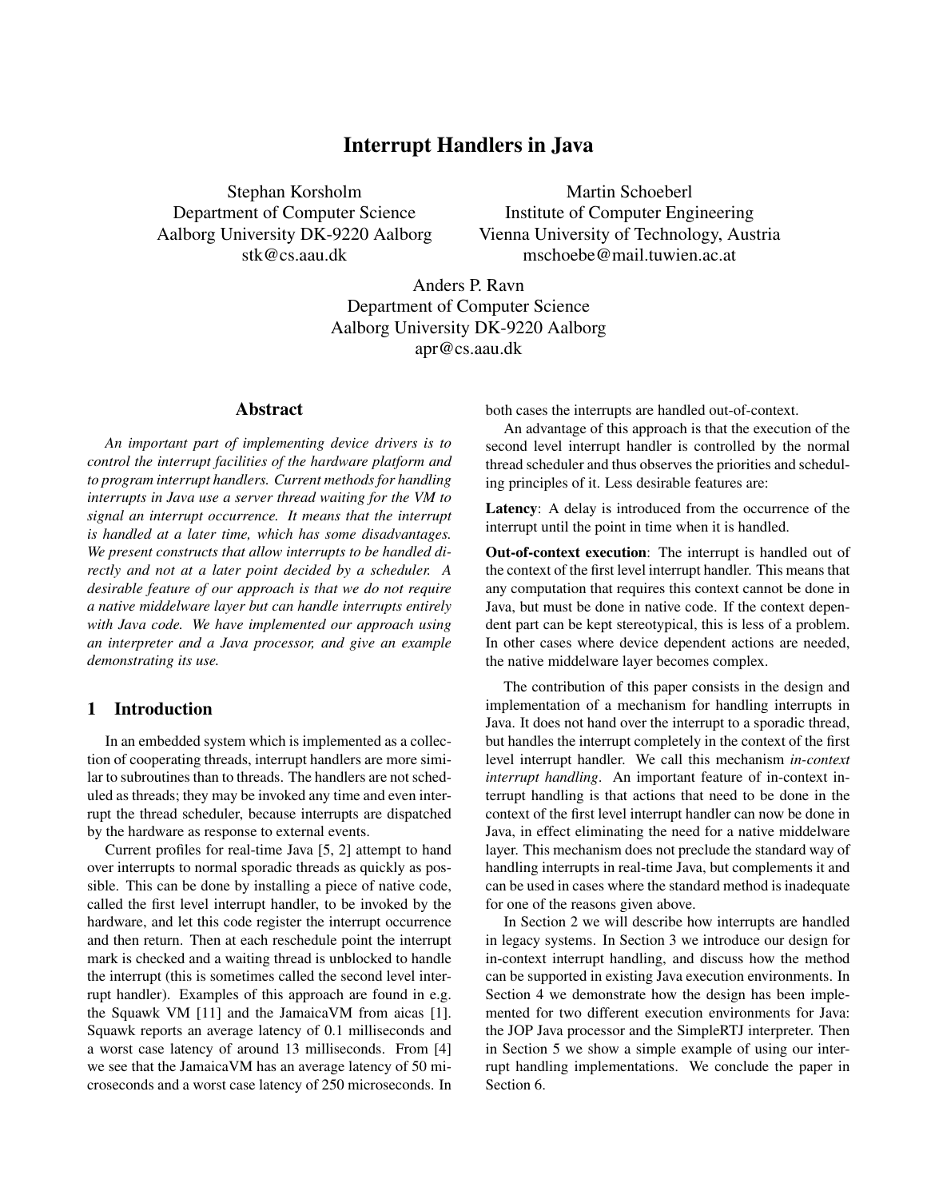# Interrupt Handlers in Java

Stephan Korsholm
Department of Computer Science
Aalborg University DK-9220 Aalborg
stk@cs.aau.dk

Martin Schoeberl
Institute of Computer Engineering
Vienna University of Technology, Austria
mschoebe@mail.tuwien.ac.at

Anders P. Ravn
Department of Computer Science
Aalborg University DK-9220 Aalborg
apr@cs.aau.dk

## Abstract

*An important part of implementing device drivers is to control the interrupt facilities of the hardware platform and to program interrupt handlers. Current methods for handling interrupts in Java use a server thread waiting for the VM to signal an interrupt occurrence. It means that the interrupt is handled at a later time, which has some disadvantages. We present constructs that allow interrupts to be handled directly and not at a later point decided by a scheduler. A desirable feature of our approach is that we do not require a native middelware layer but can handle interrupts entirely with Java code. We have implemented our approach using an interpreter and a Java processor, and give an example demonstrating its use.*

## 1 Introduction

In an embedded system which is implemented as a collection of cooperating threads, interrupt handlers are more similar to subroutines than to threads. The handlers are not scheduled as threads; they may be invoked any time and even interrupt the thread scheduler, because interrupts are dispatched by the hardware as response to external events.

Current profiles for real-time Java [5, 2] attempt to hand over interrupts to normal sporadic threads as quickly as possible. This can be done by installing a piece of native code, called the first level interrupt handler, to be invoked by the hardware, and let this code register the interrupt occurrence and then return. Then at each reschedule point the interrupt mark is checked and a waiting thread is unblocked to handle the interrupt (this is sometimes called the second level interrupt handler). Examples of this approach are found in e.g. the Squawk VM [11] and the JamaicaVM from aicas [1]. Squawk reports an average latency of 0.1 milliseconds and a worst case latency of around 13 milliseconds. From [4] we see that the JamaicaVM has an average latency of 50 microseconds and a worst case latency of 250 microseconds. In both cases the interrupts are handled out-of-context.

An advantage of this approach is that the execution of the second level interrupt handler is controlled by the normal thread scheduler and thus observes the priorities and scheduling principles of it. Less desirable features are:

**Latency**: A delay is introduced from the occurrence of the interrupt until the point in time when it is handled.

**Out-of-context execution**: The interrupt is handled out of the context of the first level interrupt handler. This means that any computation that requires this context cannot be done in Java, but must be done in native code. If the context dependent part can be kept stereotypical, this is less of a problem. In other cases where device dependent actions are needed, the native middelware layer becomes complex.

The contribution of this paper consists in the design and implementation of a mechanism for handling interrupts in Java. It does not hand over the interrupt to a sporadic thread, but handles the interrupt completely in the context of the first level interrupt handler. We call this mechanism *in-context interrupt handling*. An important feature of in-context interrupt handling is that actions that need to be done in the context of the first level interrupt handler can now be done in Java, in effect eliminating the need for a native middelware layer. This mechanism does not preclude the standard way of handling interrupts in real-time Java, but complements it and can be used in cases where the standard method is inadequate for one of the reasons given above.

In Section 2 we will describe how interrupts are handled in legacy systems. In Section 3 we introduce our design for in-context interrupt handling, and discuss how the method can be supported in existing Java execution environments. In Section 4 we demonstrate how the design has been implemented for two different execution environments for Java: the JOP Java processor and the SimpleRTJ interpreter. Then in Section 5 we show a simple example of using our interrupt handling implementations. We conclude the paper in Section 6.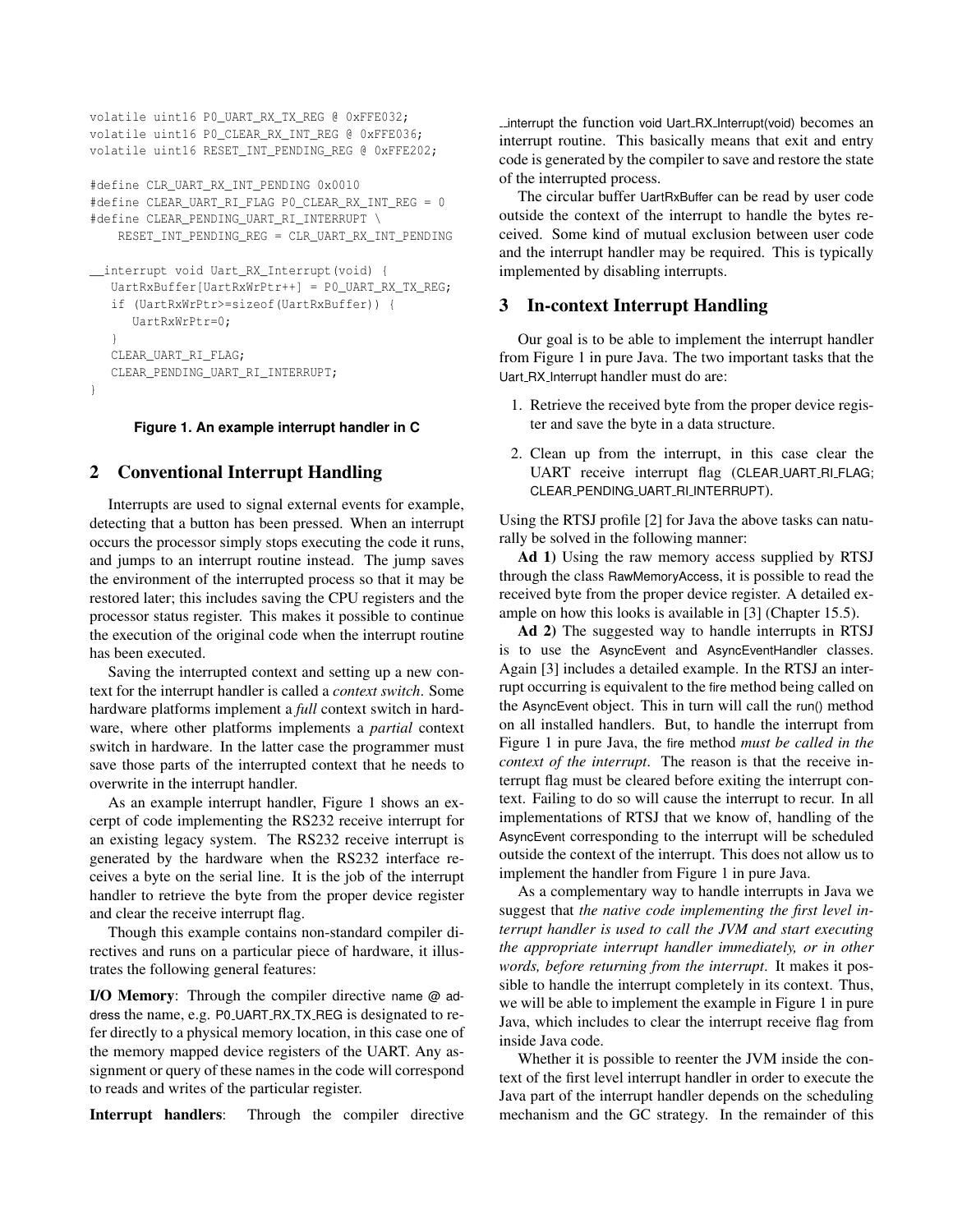```
volatile uint16 P0_UART_RX_TX_REG @ 0xFFE032;
volatile uint16 P0_CLEAR_RX_INT_REG @ 0xFFE036;
volatile uint16 RESET_INT_PENDING_REG @ 0xFFE202;

#define CLR_UART_RX_INT_PENDING 0x0010
#define CLEAR_UART_RI_FLAG P0_CLEAR_RX_INT_REG = 0
#define CLEAR_PENDING_UART_RI_INTERRUPT \
    RESET_INT_PENDING_REG = CLR_UART_RX_INT_PENDING

__interrupt void Uart_RX_Interrupt(void) {
   UartRxBuffer[UartRxWrPtr++] = P0_UART_RX_TX_REG;
   if (UartRxWrPtr>=sizeof(UartRxBuffer)) {
      UartRxWrPtr=0;
   }
   CLEAR_UART_RI_FLAG;
   CLEAR_PENDING_UART_RI_INTERRUPT;
}
```

**Figure 1. An example interrupt handler in C**

## 2 Conventional Interrupt Handling

Interrupts are used to signal external events for example, detecting that a button has been pressed. When an interrupt occurs the processor simply stops executing the code it runs, and jumps to an interrupt routine instead. The jump saves the environment of the interrupted process so that it may be restored later; this includes saving the CPU registers and the processor status register. This makes it possible to continue the execution of the original code when the interrupt routine has been executed.

Saving the interrupted context and setting up a new context for the interrupt handler is called a *context switch*. Some hardware platforms implement a *full* context switch in hardware, where other platforms implements a *partial* context switch in hardware. In the latter case the programmer must save those parts of the interrupted context that he needs to overwrite in the interrupt handler.

As an example interrupt handler, Figure 1 shows an excerpt of code implementing the RS232 receive interrupt for an existing legacy system. The RS232 receive interrupt is generated by the hardware when the RS232 interface receives a byte on the serial line. It is the job of the interrupt handler to retrieve the byte from the proper device register and clear the receive interrupt flag.

Though this example contains non-standard compiler directives and runs on a particular piece of hardware, it illustrates the following general features:

**I/O Memory**: Through the compiler directive name @ address the name, e.g. P0_UART_RX_TX_REG is designated to refer directly to a physical memory location, in this case one of the memory mapped device registers of the UART. Any assignment or query of these names in the code will correspond to reads and writes of the particular register.

**Interrupt handlers**: Through the compiler directive __interrupt the function void Uart_RX_Interrupt(void) becomes an interrupt routine. This basically means that exit and entry code is generated by the compiler to save and restore the state of the interrupted process.

The circular buffer UartRxBuffer can be read by user code outside the context of the interrupt to handle the bytes received. Some kind of mutual exclusion between user code and the interrupt handler may be required. This is typically implemented by disabling interrupts.

## 3 In-context Interrupt Handling

Our goal is to be able to implement the interrupt handler from Figure 1 in pure Java. The two important tasks that the Uart_RX_Interrupt handler must do are:

1. Retrieve the received byte from the proper device register and save the byte in a data structure.
2. Clean up from the interrupt, in this case clear the UART receive interrupt flag (CLEAR_UART_RI_FLAG; CLEAR_PENDING_UART_RI_INTERRUPT).

Using the RTSJ profile [2] for Java the above tasks can naturally be solved in the following manner:

**Ad 1)** Using the raw memory access supplied by RTSJ through the class RawMemoryAccess, it is possible to read the received byte from the proper device register. A detailed example on how this looks is available in [3] (Chapter 15.5).

**Ad 2)** The suggested way to handle interrupts in RTSJ is to use the AsyncEvent and AsyncEventHandler classes. Again [3] includes a detailed example. In the RTSJ an interrupt occurring is equivalent to the fire method being called on the AsyncEvent object. This in turn will call the run() method on all installed handlers. But, to handle the interrupt from Figure 1 in pure Java, the fire method *must be called in the context of the interrupt*. The reason is that the receive interrupt flag must be cleared before exiting the interrupt context. Failing to do so will cause the interrupt to recur. In all implementations of RTSJ that we know of, handling of the AsyncEvent corresponding to the interrupt will be scheduled outside the context of the interrupt. This does not allow us to implement the handler from Figure 1 in pure Java.

As a complementary way to handle interrupts in Java we suggest that *the native code implementing the first level interrupt handler is used to call the JVM and start executing the appropriate interrupt handler immediately, or in other words, before returning from the interrupt*. It makes it possible to handle the interrupt completely in its context. Thus, we will be able to implement the example in Figure 1 in pure Java, which includes to clear the interrupt receive flag from inside Java code.

Whether it is possible to reenter the JVM inside the context of the first level interrupt handler in order to execute the Java part of the interrupt handler depends on the scheduling mechanism and the GC strategy. In the remainder of this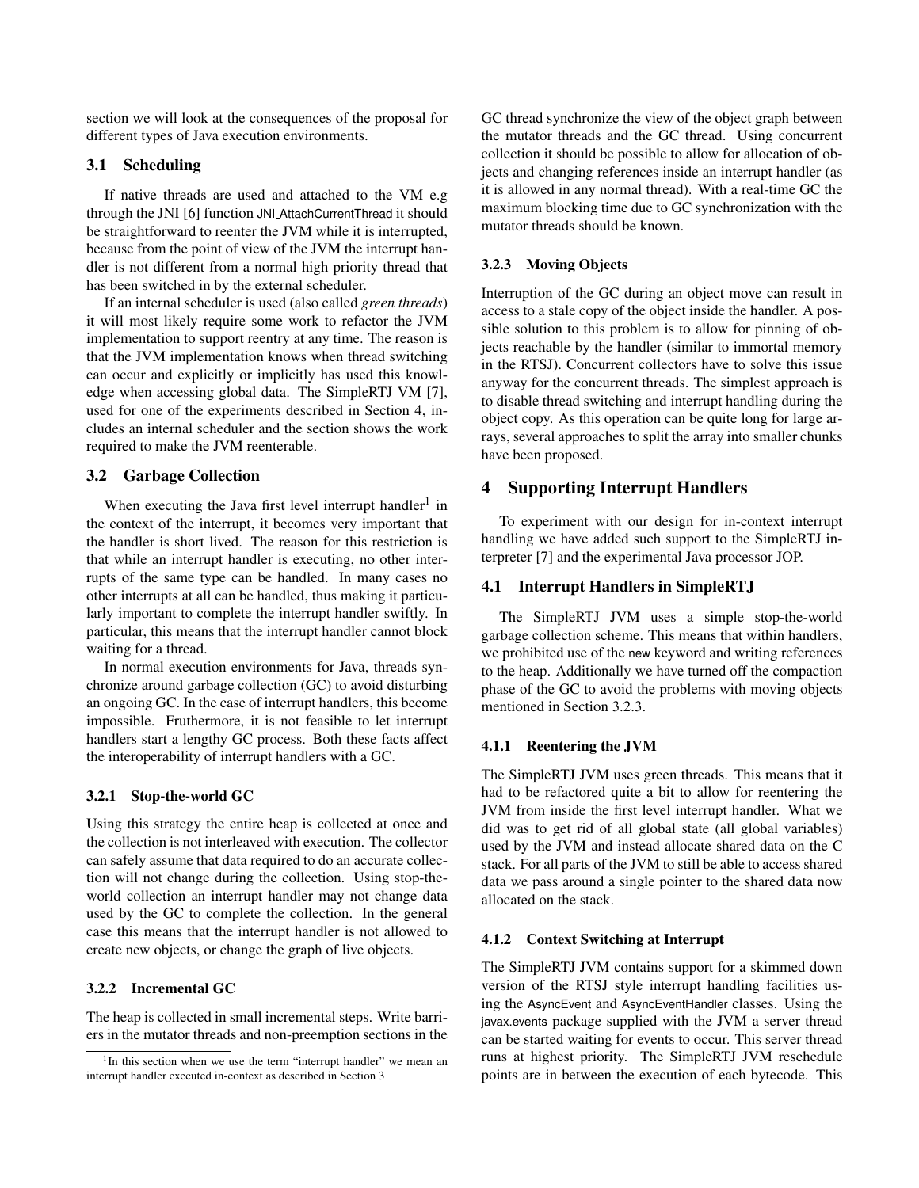section we will look at the consequences of the proposal for different types of Java execution environments.

### 3.1 Scheduling

If native threads are used and attached to the VM e.g through the JNI [6] function JNI_AttachCurrentThread it should be straightforward to reenter the JVM while it is interrupted, because from the point of view of the JVM the interrupt handler is not different from a normal high priority thread that has been switched in by the external scheduler.

If an internal scheduler is used (also called *green threads*) it will most likely require some work to refactor the JVM implementation to support reentry at any time. The reason is that the JVM implementation knows when thread switching can occur and explicitly or implicitly has used this knowledge when accessing global data. The SimpleRTJ VM [7], used for one of the experiments described in Section 4, includes an internal scheduler and the section shows the work required to make the JVM reenterable.

### 3.2 Garbage Collection

When executing the Java first level interrupt handler[1] in the context of the interrupt, it becomes very important that the handler is short lived. The reason for this restriction is that while an interrupt handler is executing, no other interrupts of the same type can be handled. In many cases no other interrupts at all can be handled, thus making it particularly important to complete the interrupt handler swiftly. In particular, this means that the interrupt handler cannot block waiting for a thread.

In normal execution environments for Java, threads synchronize around garbage collection (GC) to avoid disturbing an ongoing GC. In the case of interrupt handlers, this become impossible. Fruthermore, it is not feasible to let interrupt handlers start a lengthy GC process. Both these facts affect the interoperability of interrupt handlers with a GC.

#### 3.2.1 Stop-the-world GC

Using this strategy the entire heap is collected at once and the collection is not interleaved with execution. The collector can safely assume that data required to do an accurate collection will not change during the collection. Using stop-the-world collection an interrupt handler may not change data used by the GC to complete the collection. In the general case this means that the interrupt handler is not allowed to create new objects, or change the graph of live objects.

#### 3.2.2 Incremental GC

The heap is collected in small incremental steps. Write barriers in the mutator threads and non-preemption sections in the GC thread synchronize the view of the object graph between the mutator threads and the GC thread. Using concurrent collection it should be possible to allow for allocation of objects and changing references inside an interrupt handler (as it is allowed in any normal thread). With a real-time GC the maximum blocking time due to GC synchronization with the mutator threads should be known.

#### 3.2.3 Moving Objects

Interruption of the GC during an object move can result in access to a stale copy of the object inside the handler. A possible solution to this problem is to allow for pinning of objects reachable by the handler (similar to immortal memory in the RTSJ). Concurrent collectors have to solve this issue anyway for the concurrent threads. The simplest approach is to disable thread switching and interrupt handling during the object copy. As this operation can be quite long for large arrays, several approaches to split the array into smaller chunks have been proposed.

## 4 Supporting Interrupt Handlers

To experiment with our design for in-context interrupt handling we have added such support to the SimpleRTJ interpreter [7] and the experimental Java processor JOP.

### 4.1 Interrupt Handlers in SimpleRTJ

The SimpleRTJ JVM uses a simple stop-the-world garbage collection scheme. This means that within handlers, we prohibited use of the new keyword and writing references to the heap. Additionally we have turned off the compaction phase of the GC to avoid the problems with moving objects mentioned in Section 3.2.3.

#### 4.1.1 Reentering the JVM

The SimpleRTJ JVM uses green threads. This means that it had to be refactored quite a bit to allow for reentering the JVM from inside the first level interrupt handler. What we did was to get rid of all global state (all global variables) used by the JVM and instead allocate shared data on the C stack. For all parts of the JVM to still be able to access shared data we pass around a single pointer to the shared data now allocated on the stack.

#### 4.1.2 Context Switching at Interrupt

The SimpleRTJ JVM contains support for a skimmed down version of the RTSJ style interrupt handling facilities using the AsyncEvent and AsyncEventHandler classes. Using the javax.events package supplied with the JVM a server thread can be started waiting for events to occur. This server thread runs at highest priority. The SimpleRTJ JVM reschedule points are in between the execution of each bytecode. This

[1] In this section when we use the term "interrupt handler" we mean an interrupt handler executed in-context as described in Section 3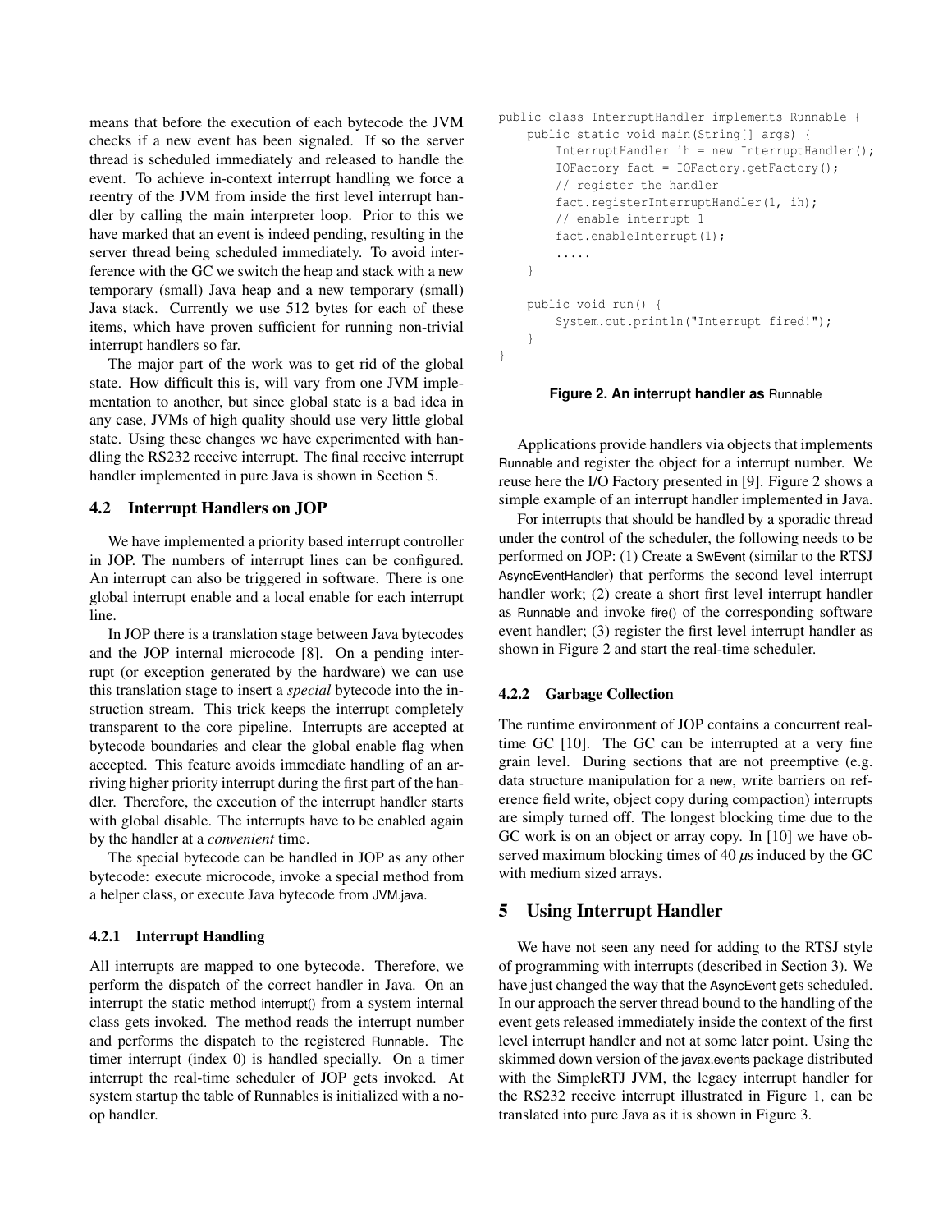means that before the execution of each bytecode the JVM checks if a new event has been signaled. If so the server thread is scheduled immediately and released to handle the event. To achieve in-context interrupt handling we force a reentry of the JVM from inside the first level interrupt handler by calling the main interpreter loop. Prior to this we have marked that an event is indeed pending, resulting in the server thread being scheduled immediately. To avoid interference with the GC we switch the heap and stack with a new temporary (small) Java heap and a new temporary (small) Java stack. Currently we use 512 bytes for each of these items, which have proven sufficient for running non-trivial interrupt handlers so far.

The major part of the work was to get rid of the global state. How difficult this is, will vary from one JVM implementation to another, but since global state is a bad idea in any case, JVMs of high quality should use very little global state. Using these changes we have experimented with handling the RS232 receive interrupt. The final receive interrupt handler implemented in pure Java is shown in Section 5.

## 4.2 Interrupt Handlers on JOP

We have implemented a priority based interrupt controller in JOP. The numbers of interrupt lines can be configured. An interrupt can also be triggered in software. There is one global interrupt enable and a local enable for each interrupt line.

In JOP there is a translation stage between Java bytecodes and the JOP internal microcode [8]. On a pending interrupt (or exception generated by the hardware) we can use this translation stage to insert a *special* bytecode into the instruction stream. This trick keeps the interrupt completely transparent to the core pipeline. Interrupts are accepted at bytecode boundaries and clear the global enable flag when accepted. This feature avoids immediate handling of an arriving higher priority interrupt during the first part of the handler. Therefore, the execution of the interrupt handler starts with global disable. The interrupts have to be enabled again by the handler at a *convenient* time.

The special bytecode can be handled in JOP as any other bytecode: execute microcode, invoke a special method from a helper class, or execute Java bytecode from JVM.java.

### 4.2.1 Interrupt Handling

All interrupts are mapped to one bytecode. Therefore, we perform the dispatch of the correct handler in Java. On an interrupt the static method interrupt() from a system internal class gets invoked. The method reads the interrupt number and performs the dispatch to the registered Runnable. The timer interrupt (index 0) is handled specially. On a timer interrupt the real-time scheduler of JOP gets invoked. At system startup the table of Runnables is initialized with a no-op handler.

```
public class InterruptHandler implements Runnable {
    public static void main(String[] args) {
        InterruptHandler ih = new InterruptHandler();
        IOFactory fact = IOFactory.getFactory();
        // register the handler
        fact.registerInterruptHandler(1, ih);
        // enable interrupt 1
        fact.enableInterrupt(1);
        .....
    }

    public void run() {
        System.out.println("Interrupt fired!");
    }
}
```

**Figure 2. An interrupt handler as Runnable**

Applications provide handlers via objects that implements Runnable and register the object for a interrupt number. We reuse here the I/O Factory presented in [9]. Figure 2 shows a simple example of an interrupt handler implemented in Java.

For interrupts that should be handled by a sporadic thread under the control of the scheduler, the following needs to be performed on JOP: (1) Create a SwEvent (similar to the RTSJ AsyncEventHandler) that performs the second level interrupt handler work; (2) create a short first level interrupt handler as Runnable and invoke fire() of the corresponding software event handler; (3) register the first level interrupt handler as shown in Figure 2 and start the real-time scheduler.

### 4.2.2 Garbage Collection

The runtime environment of JOP contains a concurrent real-time GC [10]. The GC can be interrupted at a very fine grain level. During sections that are not preemptive (e.g. data structure manipulation for a new, write barriers on reference field write, object copy during compaction) interrupts are simply turned off. The longest blocking time due to the GC work is on an object or array copy. In [10] we have observed maximum blocking times of 40 $\mu$s induced by the GC with medium sized arrays.

# 5 Using Interrupt Handler

We have not seen any need for adding to the RTSJ style of programming with interrupts (described in Section 3). We have just changed the way that the AsyncEvent gets scheduled. In our approach the server thread bound to the handling of the event gets released immediately inside the context of the first level interrupt handler and not at some later point. Using the skimmed down version of the javax.events package distributed with the SimpleRTJ JVM, the legacy interrupt handler for the RS232 receive interrupt illustrated in Figure 1, can be translated into pure Java as it is shown in Figure 3.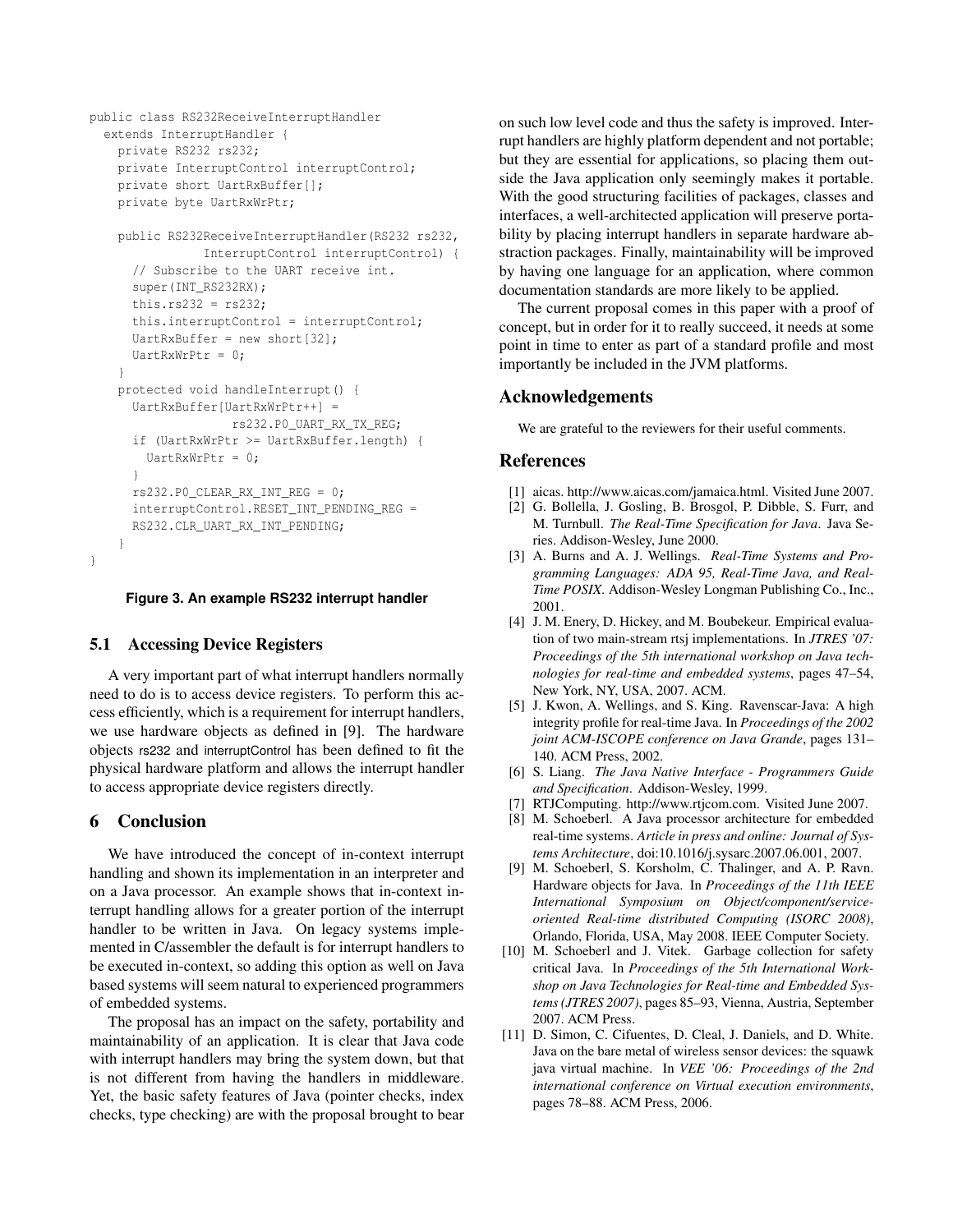```
public class RS232ReceiveInterruptHandler
  extends InterruptHandler {
    private RS232 rs232;
    private InterruptControl interruptControl;
    private short UartRxBuffer[];
    private byte UartRxWrPtr;

    public RS232ReceiveInterruptHandler(RS232 rs232,
               InterruptControl interruptControl) {
      // Subscribe to the UART receive int.
      super(INT_RS232RX);
      this.rs232 = rs232;
      this.interruptControl = interruptControl;
      UartRxBuffer = new short[32];
      UartRxWrPtr = 0;
    }
    protected void handleInterrupt() {
      UartRxBuffer[UartRxWrPtr++] =
                   rs232.P0_UART_RX_TX_REG;
      if (UartRxWrPtr >= UartRxBuffer.length) {
        UartRxWrPtr = 0;
      }
      rs232.P0_CLEAR_RX_INT_REG = 0;
      interruptControl.RESET_INT_PENDING_REG =
      RS232.CLR_UART_RX_INT_PENDING;
    }
}
```

**Figure 3. An example RS232 interrupt handler**

### 5.1 Accessing Device Registers

A very important part of what interrupt handlers normally need to do is to access device registers. To perform this access efficiently, which is a requirement for interrupt handlers, we use hardware objects as defined in [9]. The hardware objects rs232 and interruptControl has been defined to fit the physical hardware platform and allows the interrupt handler to access appropriate device registers directly.

## 6 Conclusion

We have introduced the concept of in-context interrupt handling and shown its implementation in an interpreter and on a Java processor. An example shows that in-context interrupt handling allows for a greater portion of the interrupt handler to be written in Java. On legacy systems implemented in C/assembler the default is for interrupt handlers to be executed in-context, so adding this option as well on Java based systems will seem natural to experienced programmers of embedded systems.

The proposal has an impact on the safety, portability and maintainability of an application. It is clear that Java code with interrupt handlers may bring the system down, but that is not different from having the handlers in middleware. Yet, the basic safety features of Java (pointer checks, index checks, type checking) are with the proposal brought to bear on such low level code and thus the safety is improved. Interrupt handlers are highly platform dependent and not portable; but they are essential for applications, so placing them outside the Java application only seemingly makes it portable. With the good structuring facilities of packages, classes and interfaces, a well-architected application will preserve portability by placing interrupt handlers in separate hardware abstraction packages. Finally, maintainability will be improved by having one language for an application, where common documentation standards are more likely to be applied.

The current proposal comes in this paper with a proof of concept, but in order for it to really succeed, it needs at some point in time to enter as part of a standard profile and most importantly be included in the JVM platforms.

## Acknowledgements

We are grateful to the reviewers for their useful comments.

## References

[1] aicas. http://www.aicas.com/jamaica.html. Visited June 2007.

[2] G. Bollella, J. Gosling, B. Brosgol, P. Dibble, S. Furr, and M. Turnbull. *The Real-Time Specification for Java*. Java Series. Addison-Wesley, June 2000.

[3] A. Burns and A. J. Wellings. *Real-Time Systems and Programming Languages: ADA 95, Real-Time Java, and Real-Time POSIX*. Addison-Wesley Longman Publishing Co., Inc., 2001.

[4] J. M. Enery, D. Hickey, and M. Boubekeur. Empirical evaluation of two main-stream rtsj implementations. In *JTRES '07: Proceedings of the 5th international workshop on Java technologies for real-time and embedded systems*, pages 47–54, New York, NY, USA, 2007. ACM.

[5] J. Kwon, A. Wellings, and S. King. Ravenscar-Java: A high integrity profile for real-time Java. In *Proceedings of the 2002 joint ACM-ISCOPE conference on Java Grande*, pages 131–140. ACM Press, 2002.

[6] S. Liang. *The Java Native Interface - Programmers Guide and Specification*. Addison-Wesley, 1999.

[7] RTJComputing. http://www.rtjcom.com. Visited June 2007.

[8] M. Schoeberl. A Java processor architecture for embedded real-time systems. *Article in press and online: Journal of Systems Architecture*, doi:10.1016/j.sysarc.2007.06.001, 2007.

[9] M. Schoeberl, S. Korsholm, C. Thalinger, and A. P. Ravn. Hardware objects for Java. In *Proceedings of the 11th IEEE International Symposium on Object/component/service-oriented Real-time distributed Computing (ISORC 2008)*, Orlando, Florida, USA, May 2008. IEEE Computer Society.

[10] M. Schoeberl and J. Vitek. Garbage collection for safety critical Java. In *Proceedings of the 5th International Workshop on Java Technologies for Real-time and Embedded Systems (JTRES 2007)*, pages 85–93, Vienna, Austria, September 2007. ACM Press.

[11] D. Simon, C. Cifuentes, D. Cleal, J. Daniels, and D. White. Java on the bare metal of wireless sensor devices: the squawk java virtual machine. In *VEE '06: Proceedings of the 2nd international conference on Virtual execution environments*, pages 78–88. ACM Press, 2006.